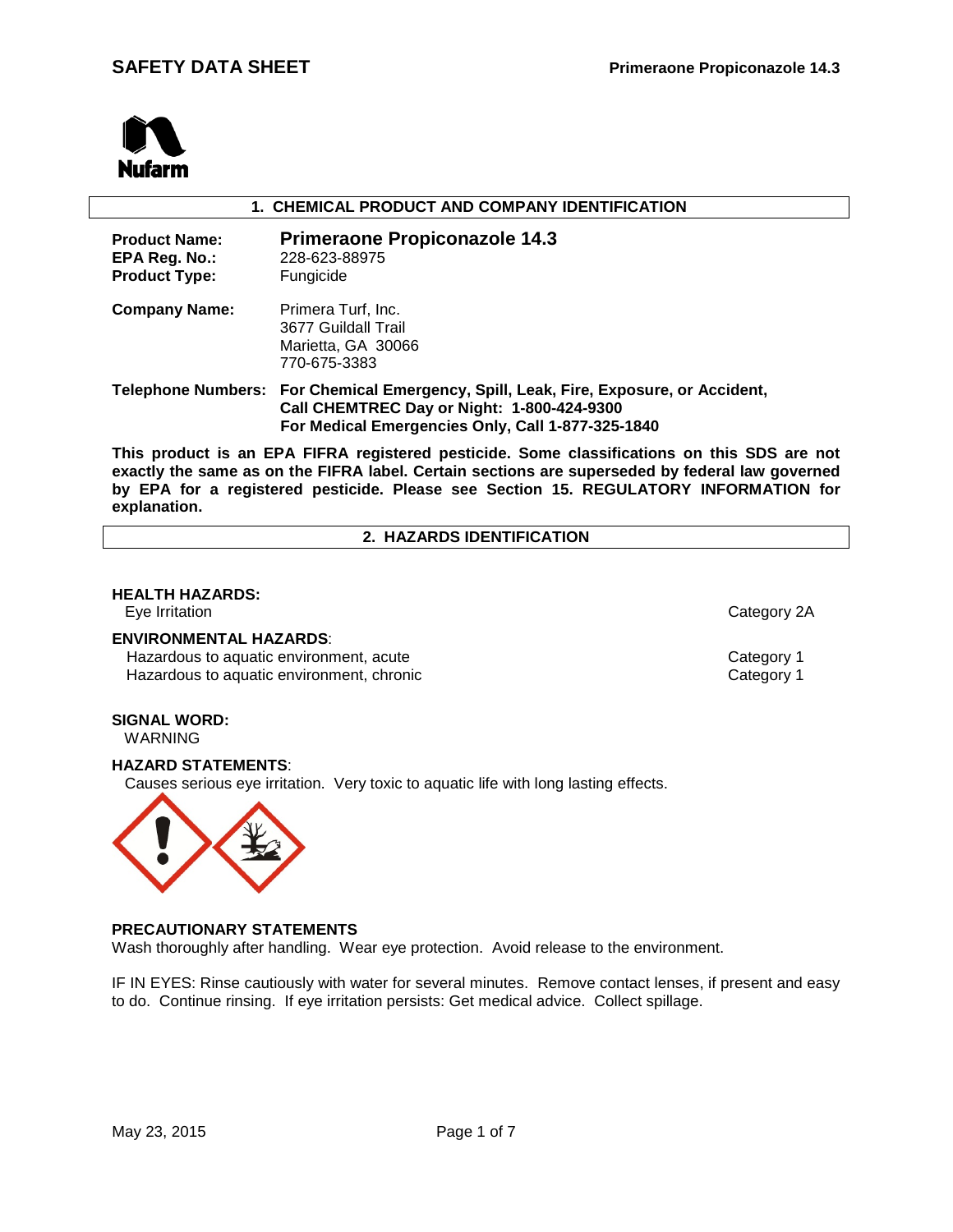# SAFETY DATA SHEET

**Primeraone Propiconazole 14.3**

## 1. CHEMICAL PRODUCT AND COMPANY IDENTIFICATION

**Product Name:** **Primeraone Propiconazole 14.3**
**EPA Reg. No.:** 228-623-88975
**Product Type:** Fungicide

**Company Name:** Primera Turf, Inc.
3677 Guildall Trail
Marietta, GA 30066
770-675-3383

**Telephone Numbers:** **For Chemical Emergency, Spill, Leak, Fire, Exposure, or Accident, Call CHEMTREC Day or Night: 1-800-424-9300**
**For Medical Emergencies Only, Call 1-877-325-1840**

**This product is an EPA FIFRA registered pesticide. Some classifications on this SDS are not exactly the same as on the FIFRA label. Certain sections are superseded by federal law governed by EPA for a registered pesticide. Please see Section 15. REGULATORY INFORMATION for explanation.**

## 2. HAZARDS IDENTIFICATION

**HEALTH HAZARDS:**

| Hazard | Category |
|---|---|
| Eye Irritation | Category 2A |

**ENVIRONMENTAL HAZARDS**:

| Hazard | Category |
|---|---|
| Hazardous to aquatic environment, acute | Category 1 |
| Hazardous to aquatic environment, chronic | Category 1 |

**SIGNAL WORD:**
WARNING

**HAZARD STATEMENTS**:
Causes serious eye irritation. Very toxic to aquatic life with long lasting effects.

**PRECAUTIONARY STATEMENTS**
Wash thoroughly after handling. Wear eye protection. Avoid release to the environment.

IF IN EYES: Rinse cautiously with water for several minutes. Remove contact lenses, if present and easy to do. Continue rinsing. If eye irritation persists: Get medical advice. Collect spillage.

May 23, 2015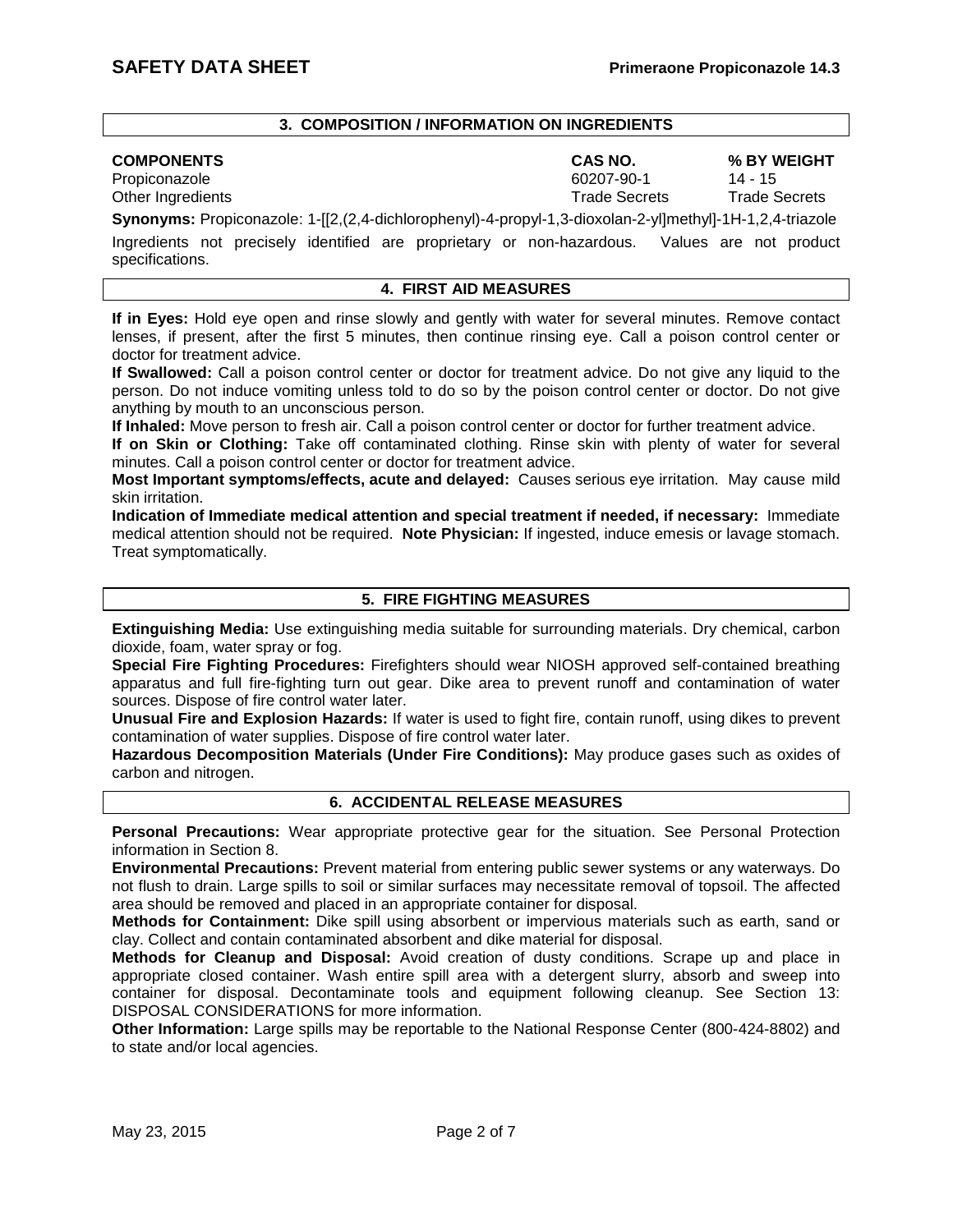## 3. COMPOSITION / INFORMATION ON INGREDIENTS

| COMPONENTS | CAS NO. | % BY WEIGHT |
|---|---|---|
| Propiconazole | 60207-90-1 | 14 - 15 |
| Other Ingredients | Trade Secrets | Trade Secrets |

**Synonyms:** Propiconazole: 1-[[2,(2,4-dichlorophenyl)-4-propyl-1,3-dioxolan-2-yl]methyl]-1H-1,2,4-triazole

Ingredients not precisely identified are proprietary or non-hazardous. Values are not product specifications.

## 4. FIRST AID MEASURES

**If in Eyes:** Hold eye open and rinse slowly and gently with water for several minutes. Remove contact lenses, if present, after the first 5 minutes, then continue rinsing eye. Call a poison control center or doctor for treatment advice.

**If Swallowed:** Call a poison control center or doctor for treatment advice. Do not give any liquid to the person. Do not induce vomiting unless told to do so by the poison control center or doctor. Do not give anything by mouth to an unconscious person.

**If Inhaled:** Move person to fresh air. Call a poison control center or doctor for further treatment advice.

**If on Skin or Clothing:** Take off contaminated clothing. Rinse skin with plenty of water for several minutes. Call a poison control center or doctor for treatment advice.

**Most Important symptoms/effects, acute and delayed:** Causes serious eye irritation. May cause mild skin irritation.

**Indication of Immediate medical attention and special treatment if needed, if necessary:** Immediate medical attention should not be required. **Note Physician:** If ingested, induce emesis or lavage stomach. Treat symptomatically.

## 5. FIRE FIGHTING MEASURES

**Extinguishing Media:** Use extinguishing media suitable for surrounding materials. Dry chemical, carbon dioxide, foam, water spray or fog.

**Special Fire Fighting Procedures:** Firefighters should wear NIOSH approved self-contained breathing apparatus and full fire-fighting turn out gear. Dike area to prevent runoff and contamination of water sources. Dispose of fire control water later.

**Unusual Fire and Explosion Hazards:** If water is used to fight fire, contain runoff, using dikes to prevent contamination of water supplies. Dispose of fire control water later.

**Hazardous Decomposition Materials (Under Fire Conditions):** May produce gases such as oxides of carbon and nitrogen.

## 6. ACCIDENTAL RELEASE MEASURES

**Personal Precautions:** Wear appropriate protective gear for the situation. See Personal Protection information in Section 8.

**Environmental Precautions:** Prevent material from entering public sewer systems or any waterways. Do not flush to drain. Large spills to soil or similar surfaces may necessitate removal of topsoil. The affected area should be removed and placed in an appropriate container for disposal.

**Methods for Containment:** Dike spill using absorbent or impervious materials such as earth, sand or clay. Collect and contain contaminated absorbent and dike material for disposal.

**Methods for Cleanup and Disposal:** Avoid creation of dusty conditions. Scrape up and place in appropriate closed container. Wash entire spill area with a detergent slurry, absorb and sweep into container for disposal. Decontaminate tools and equipment following cleanup. See Section 13: DISPOSAL CONSIDERATIONS for more information.

**Other Information:** Large spills may be reportable to the National Response Center (800-424-8802) and to state and/or local agencies.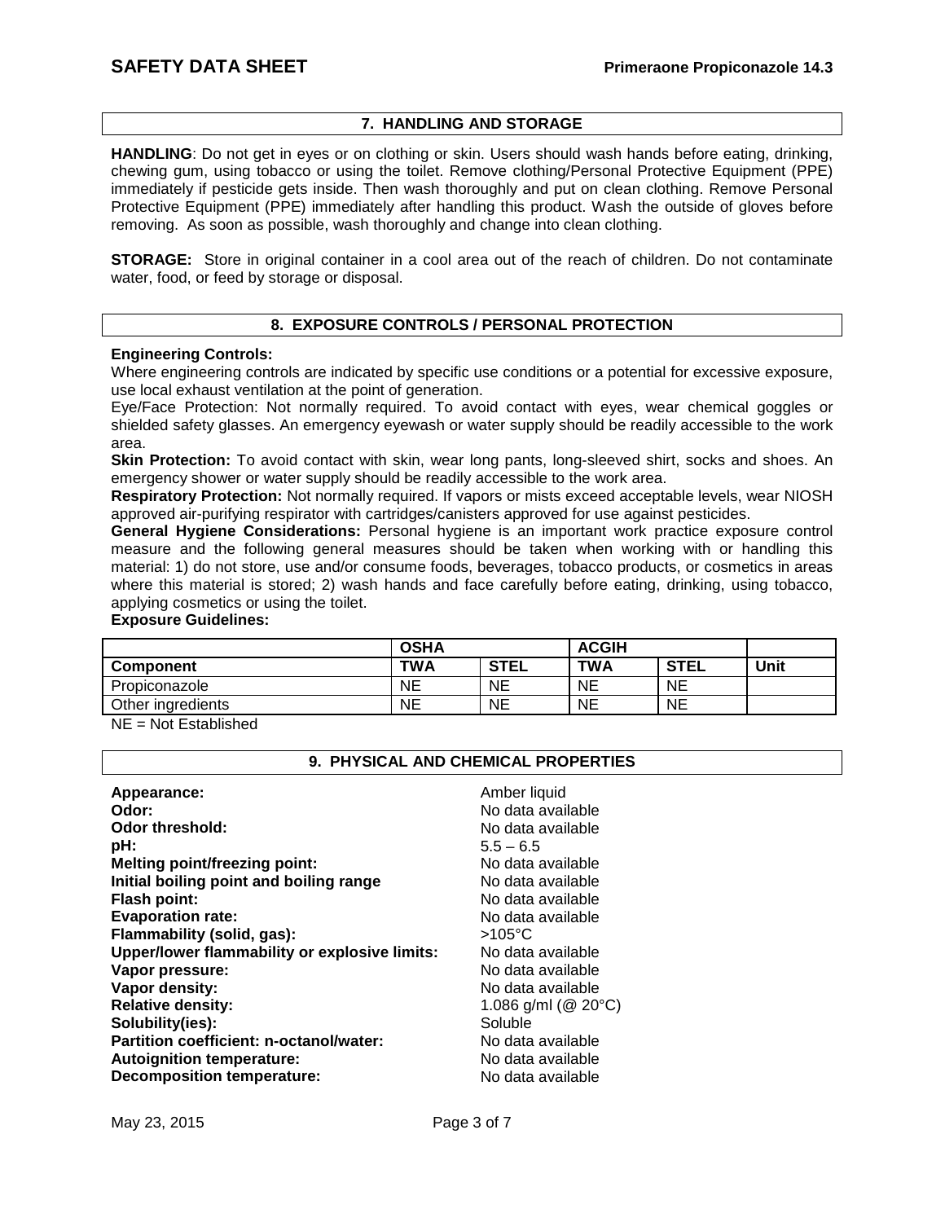## 7. HANDLING AND STORAGE

**HANDLING**: Do not get in eyes or on clothing or skin. Users should wash hands before eating, drinking, chewing gum, using tobacco or using the toilet. Remove clothing/Personal Protective Equipment (PPE) immediately if pesticide gets inside. Then wash thoroughly and put on clean clothing. Remove Personal Protective Equipment (PPE) immediately after handling this product. Wash the outside of gloves before removing. As soon as possible, wash thoroughly and change into clean clothing.

**STORAGE:** Store in original container in a cool area out of the reach of children. Do not contaminate water, food, or feed by storage or disposal.

## 8. EXPOSURE CONTROLS / PERSONAL PROTECTION

**Engineering Controls:**
Where engineering controls are indicated by specific use conditions or a potential for excessive exposure, use local exhaust ventilation at the point of generation.
Eye/Face Protection: Not normally required. To avoid contact with eyes, wear chemical goggles or shielded safety glasses. An emergency eyewash or water supply should be readily accessible to the work area.
**Skin Protection:** To avoid contact with skin, wear long pants, long-sleeved shirt, socks and shoes. An emergency shower or water supply should be readily accessible to the work area.
**Respiratory Protection:** Not normally required. If vapors or mists exceed acceptable levels, wear NIOSH approved air-purifying respirator with cartridges/canisters approved for use against pesticides.
**General Hygiene Considerations:** Personal hygiene is an important work practice exposure control measure and the following general measures should be taken when working with or handling this material: 1) do not store, use and/or consume foods, beverages, tobacco products, or cosmetics in areas where this material is stored; 2) wash hands and face carefully before eating, drinking, using tobacco, applying cosmetics or using the toilet.
**Exposure Guidelines:**

| | **OSHA** | | **ACGIH** | | |
|---|---|---|---|---|---|
| **Component** | **TWA** | **STEL** | **TWA** | **STEL** | **Unit** |
| Propiconazole | NE | NE | NE | NE | |
| Other ingredients | NE | NE | NE | NE | |

NE = Not Established

## 9. PHYSICAL AND CHEMICAL PROPERTIES

| | |
|---|---|
| **Appearance:** | Amber liquid |
| **Odor:** | No data available |
| **Odor threshold:** | No data available |
| **pH:** | 5.5 – 6.5 |
| **Melting point/freezing point:** | No data available |
| **Initial boiling point and boiling range** | No data available |
| **Flash point:** | No data available |
| **Evaporation rate:** | No data available |
| **Flammability (solid, gas):** | >105°C |
| **Upper/lower flammability or explosive limits:** | No data available |
| **Vapor pressure:** | No data available |
| **Vapor density:** | No data available |
| **Relative density:** | 1.086 g/ml (@ 20°C) |
| **Solubility(ies):** | Soluble |
| **Partition coefficient: n-octanol/water:** | No data available |
| **Autoignition temperature:** | No data available |
| **Decomposition temperature:** | No data available |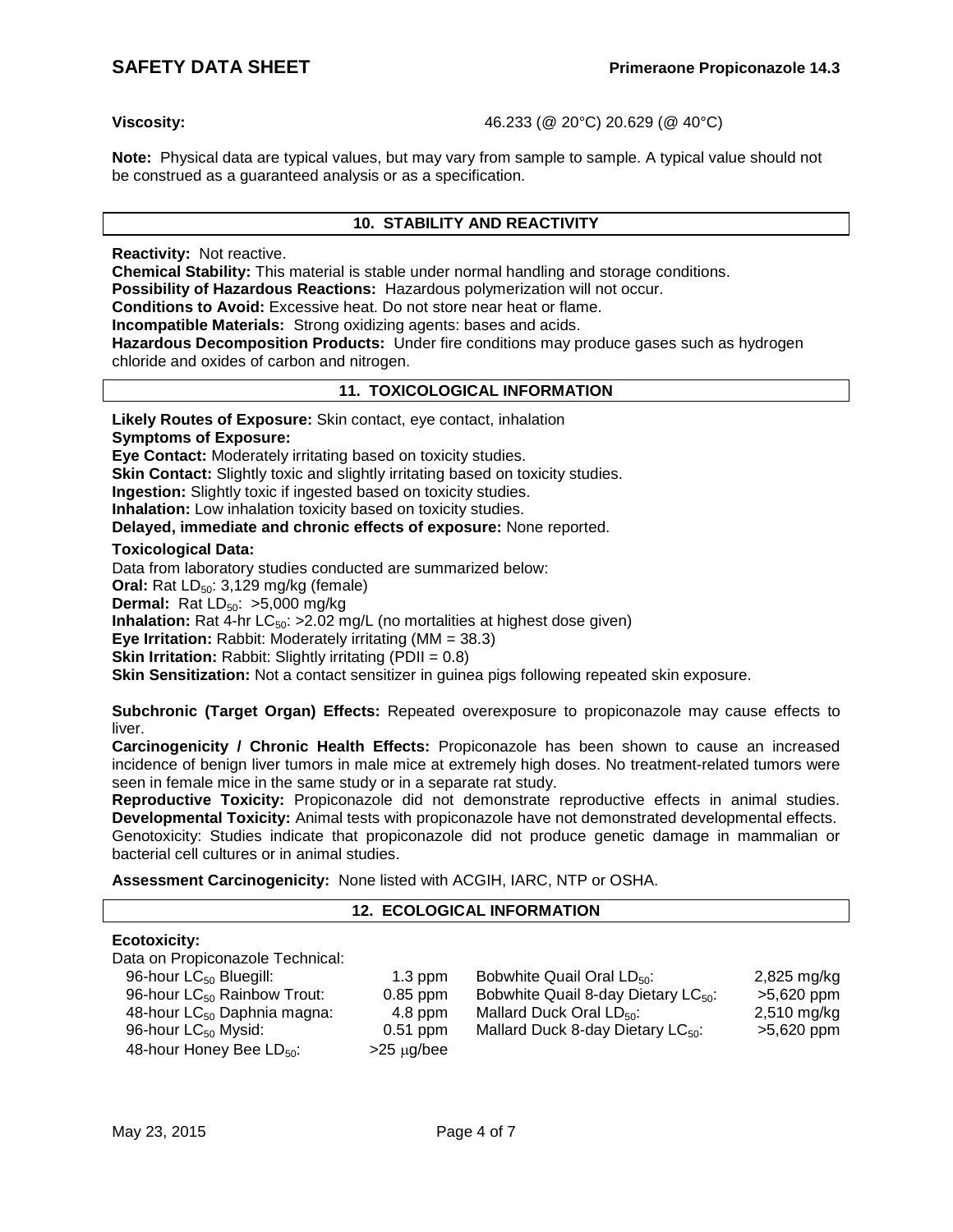**Viscosity:** 46.233 (@ 20°C) 20.629 (@ 40°C)

**Note:** Physical data are typical values, but may vary from sample to sample. A typical value should not be construed as a guaranteed analysis or as a specification.

## 10. STABILITY AND REACTIVITY

**Reactivity:** Not reactive.
**Chemical Stability:** This material is stable under normal handling and storage conditions.
**Possibility of Hazardous Reactions:** Hazardous polymerization will not occur.
**Conditions to Avoid:** Excessive heat. Do not store near heat or flame.
**Incompatible Materials:** Strong oxidizing agents: bases and acids.
**Hazardous Decomposition Products:** Under fire conditions may produce gases such as hydrogen chloride and oxides of carbon and nitrogen.

## 11. TOXICOLOGICAL INFORMATION

**Likely Routes of Exposure:** Skin contact, eye contact, inhalation
**Symptoms of Exposure:**
**Eye Contact:** Moderately irritating based on toxicity studies.
**Skin Contact:** Slightly toxic and slightly irritating based on toxicity studies.
**Ingestion:** Slightly toxic if ingested based on toxicity studies.
**Inhalation:** Low inhalation toxicity based on toxicity studies.
**Delayed, immediate and chronic effects of exposure:** None reported.

**Toxicological Data:**
Data from laboratory studies conducted are summarized below:
**Oral:** Rat $LD_{50}$: 3,129 mg/kg (female)
**Dermal:** Rat $LD_{50}$: >5,000 mg/kg
**Inhalation:** Rat 4-hr $LC_{50}$: >2.02 mg/L (no mortalities at highest dose given)
**Eye Irritation:** Rabbit: Moderately irritating (MM = 38.3)
**Skin Irritation:** Rabbit: Slightly irritating (PDII = 0.8)
**Skin Sensitization:** Not a contact sensitizer in guinea pigs following repeated skin exposure.

**Subchronic (Target Organ) Effects:** Repeated overexposure to propiconazole may cause effects to liver.
**Carcinogenicity / Chronic Health Effects:** Propiconazole has been shown to cause an increased incidence of benign liver tumors in male mice at extremely high doses. No treatment-related tumors were seen in female mice in the same study or in a separate rat study.
**Reproductive Toxicity:** Propiconazole did not demonstrate reproductive effects in animal studies.
**Developmental Toxicity:** Animal tests with propiconazole have not demonstrated developmental effects.
Genotoxicity: Studies indicate that propiconazole did not produce genetic damage in mammalian or bacterial cell cultures or in animal studies.

**Assessment Carcinogenicity:** None listed with ACGIH, IARC, NTP or OSHA.

## 12. ECOLOGICAL INFORMATION

**Ecotoxicity:**
Data on Propiconazole Technical:

| | | | |
|---|---|---|---|
| 96-hour $LC_{50}$ Bluegill: | 1.3 ppm | Bobwhite Quail Oral $LD_{50}$: | 2,825 mg/kg |
| 96-hour $LC_{50}$ Rainbow Trout: | 0.85 ppm | Bobwhite Quail 8-day Dietary $LC_{50}$: | >5,620 ppm |
| 48-hour $LC_{50}$ Daphnia magna: | 4.8 ppm | Mallard Duck Oral $LD_{50}$: | 2,510 mg/kg |
| 96-hour $LC_{50}$ Mysid: | 0.51 ppm | Mallard Duck 8-day Dietary $LC_{50}$: | >5,620 ppm |
| 48-hour Honey Bee $LD_{50}$: | >25 μg/bee | | |

May 23, 2015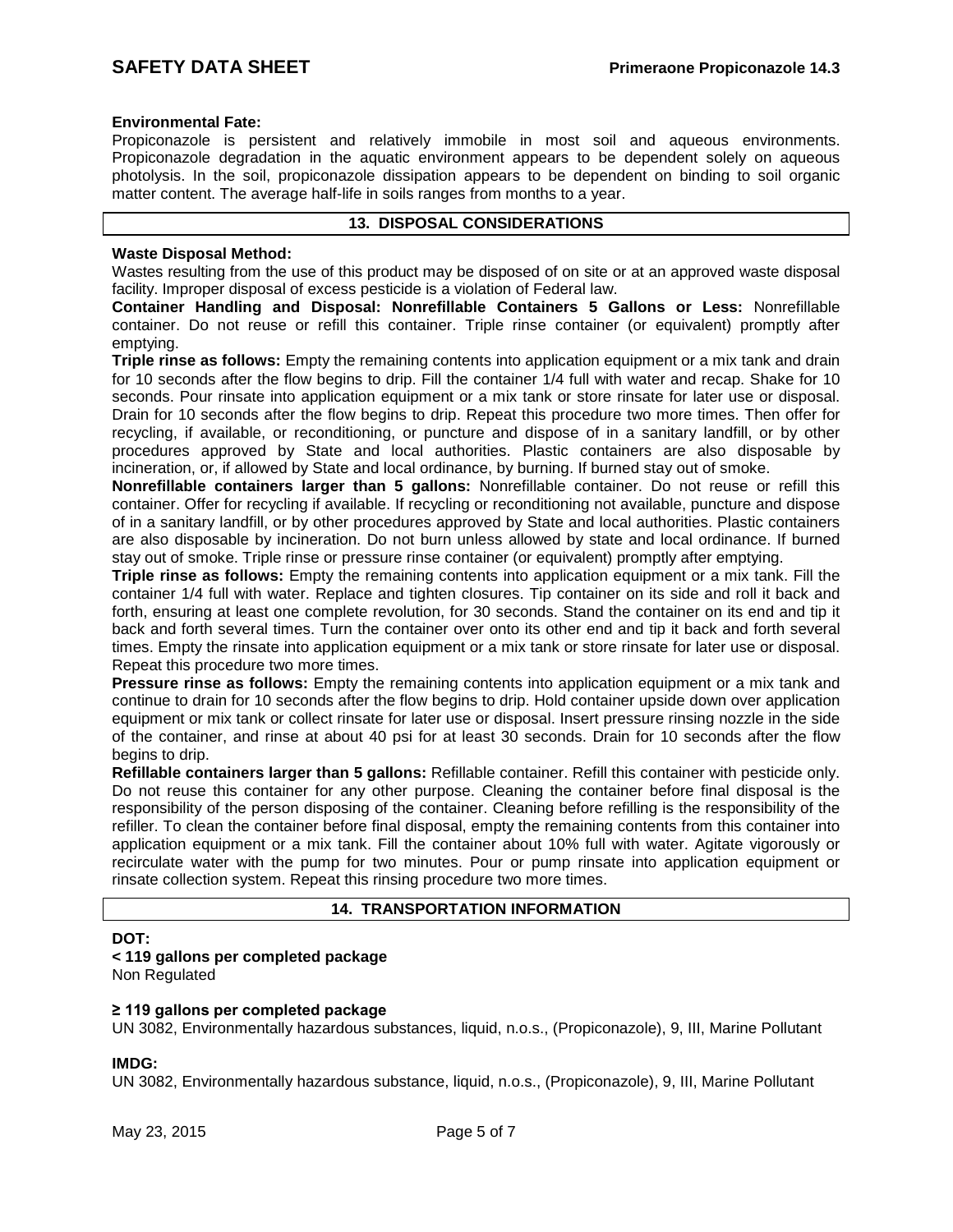**Environmental Fate:**

Propiconazole is persistent and relatively immobile in most soil and aqueous environments. Propiconazole degradation in the aquatic environment appears to be dependent solely on aqueous photolysis. In the soil, propiconazole dissipation appears to be dependent on binding to soil organic matter content. The average half-life in soils ranges from months to a year.

## 13. DISPOSAL CONSIDERATIONS

**Waste Disposal Method:**

Wastes resulting from the use of this product may be disposed of on site or at an approved waste disposal facility. Improper disposal of excess pesticide is a violation of Federal law.

**Container Handling and Disposal: Nonrefillable Containers 5 Gallons or Less:** Nonrefillable container. Do not reuse or refill this container. Triple rinse container (or equivalent) promptly after emptying.

**Triple rinse as follows:** Empty the remaining contents into application equipment or a mix tank and drain for 10 seconds after the flow begins to drip. Fill the container 1/4 full with water and recap. Shake for 10 seconds. Pour rinsate into application equipment or a mix tank or store rinsate for later use or disposal. Drain for 10 seconds after the flow begins to drip. Repeat this procedure two more times. Then offer for recycling, if available, or reconditioning, or puncture and dispose of in a sanitary landfill, or by other procedures approved by State and local authorities. Plastic containers are also disposable by incineration, or, if allowed by State and local ordinance, by burning. If burned stay out of smoke.

**Nonrefillable containers larger than 5 gallons:** Nonrefillable container. Do not reuse or refill this container. Offer for recycling if available. If recycling or reconditioning not available, puncture and dispose of in a sanitary landfill, or by other procedures approved by State and local authorities. Plastic containers are also disposable by incineration. Do not burn unless allowed by state and local ordinance. If burned stay out of smoke. Triple rinse or pressure rinse container (or equivalent) promptly after emptying.

**Triple rinse as follows:** Empty the remaining contents into application equipment or a mix tank. Fill the container 1/4 full with water. Replace and tighten closures. Tip container on its side and roll it back and forth, ensuring at least one complete revolution, for 30 seconds. Stand the container on its end and tip it back and forth several times. Turn the container over onto its other end and tip it back and forth several times. Empty the rinsate into application equipment or a mix tank or store rinsate for later use or disposal. Repeat this procedure two more times.

**Pressure rinse as follows:** Empty the remaining contents into application equipment or a mix tank and continue to drain for 10 seconds after the flow begins to drip. Hold container upside down over application equipment or mix tank or collect rinsate for later use or disposal. Insert pressure rinsing nozzle in the side of the container, and rinse at about 40 psi for at least 30 seconds. Drain for 10 seconds after the flow begins to drip.

**Refillable containers larger than 5 gallons:** Refillable container. Refill this container with pesticide only. Do not reuse this container for any other purpose. Cleaning the container before final disposal is the responsibility of the person disposing of the container. Cleaning before refilling is the responsibility of the refiller. To clean the container before final disposal, empty the remaining contents from this container into application equipment or a mix tank. Fill the container about 10% full with water. Agitate vigorously or recirculate water with the pump for two minutes. Pour or pump rinsate into application equipment or rinsate collection system. Repeat this rinsing procedure two more times.

## 14. TRANSPORTATION INFORMATION

**DOT:**

**< 119 gallons per completed package**

Non Regulated

**≥ 119 gallons per completed package**

UN 3082, Environmentally hazardous substances, liquid, n.o.s., (Propiconazole), 9, III, Marine Pollutant

**IMDG:**

UN 3082, Environmentally hazardous substance, liquid, n.o.s., (Propiconazole), 9, III, Marine Pollutant

May 23, 2015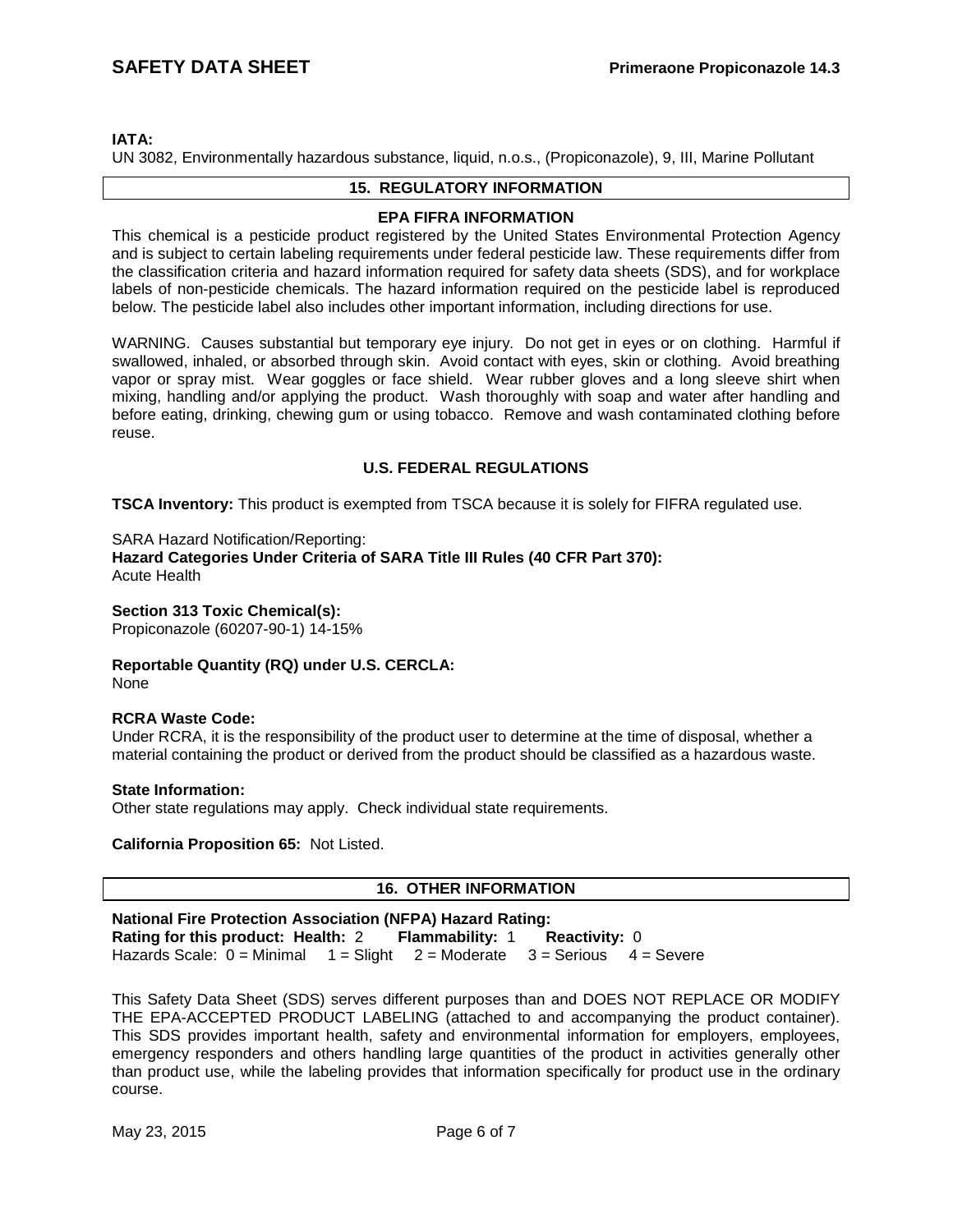**IATA:**
UN 3082, Environmentally hazardous substance, liquid, n.o.s., (Propiconazole), 9, III, Marine Pollutant

## 15. REGULATORY INFORMATION

### EPA FIFRA INFORMATION

This chemical is a pesticide product registered by the United States Environmental Protection Agency and is subject to certain labeling requirements under federal pesticide law. These requirements differ from the classification criteria and hazard information required for safety data sheets (SDS), and for workplace labels of non-pesticide chemicals. The hazard information required on the pesticide label is reproduced below. The pesticide label also includes other important information, including directions for use.

WARNING. Causes substantial but temporary eye injury. Do not get in eyes or on clothing. Harmful if swallowed, inhaled, or absorbed through skin. Avoid contact with eyes, skin or clothing. Avoid breathing vapor or spray mist. Wear goggles or face shield. Wear rubber gloves and a long sleeve shirt when mixing, handling and/or applying the product. Wash thoroughly with soap and water after handling and before eating, drinking, chewing gum or using tobacco. Remove and wash contaminated clothing before reuse.

### U.S. FEDERAL REGULATIONS

**TSCA Inventory:** This product is exempted from TSCA because it is solely for FIFRA regulated use.

SARA Hazard Notification/Reporting:
**Hazard Categories Under Criteria of SARA Title III Rules (40 CFR Part 370):**
Acute Health

**Section 313 Toxic Chemical(s):**
Propiconazole (60207-90-1) 14-15%

**Reportable Quantity (RQ) under U.S. CERCLA:**
None

**RCRA Waste Code:**
Under RCRA, it is the responsibility of the product user to determine at the time of disposal, whether a material containing the product or derived from the product should be classified as a hazardous waste.

**State Information:**
Other state regulations may apply. Check individual state requirements.

**California Proposition 65:** Not Listed.

## 16. OTHER INFORMATION

**National Fire Protection Association (NFPA) Hazard Rating:**
**Rating for this product: Health:** 2 **Flammability:** 1 **Reactivity:** 0
Hazards Scale: 0 = Minimal 1 = Slight 2 = Moderate 3 = Serious 4 = Severe

This Safety Data Sheet (SDS) serves different purposes than and DOES NOT REPLACE OR MODIFY THE EPA-ACCEPTED PRODUCT LABELING (attached to and accompanying the product container). This SDS provides important health, safety and environmental information for employers, employees, emergency responders and others handling large quantities of the product in activities generally other than product use, while the labeling provides that information specifically for product use in the ordinary course.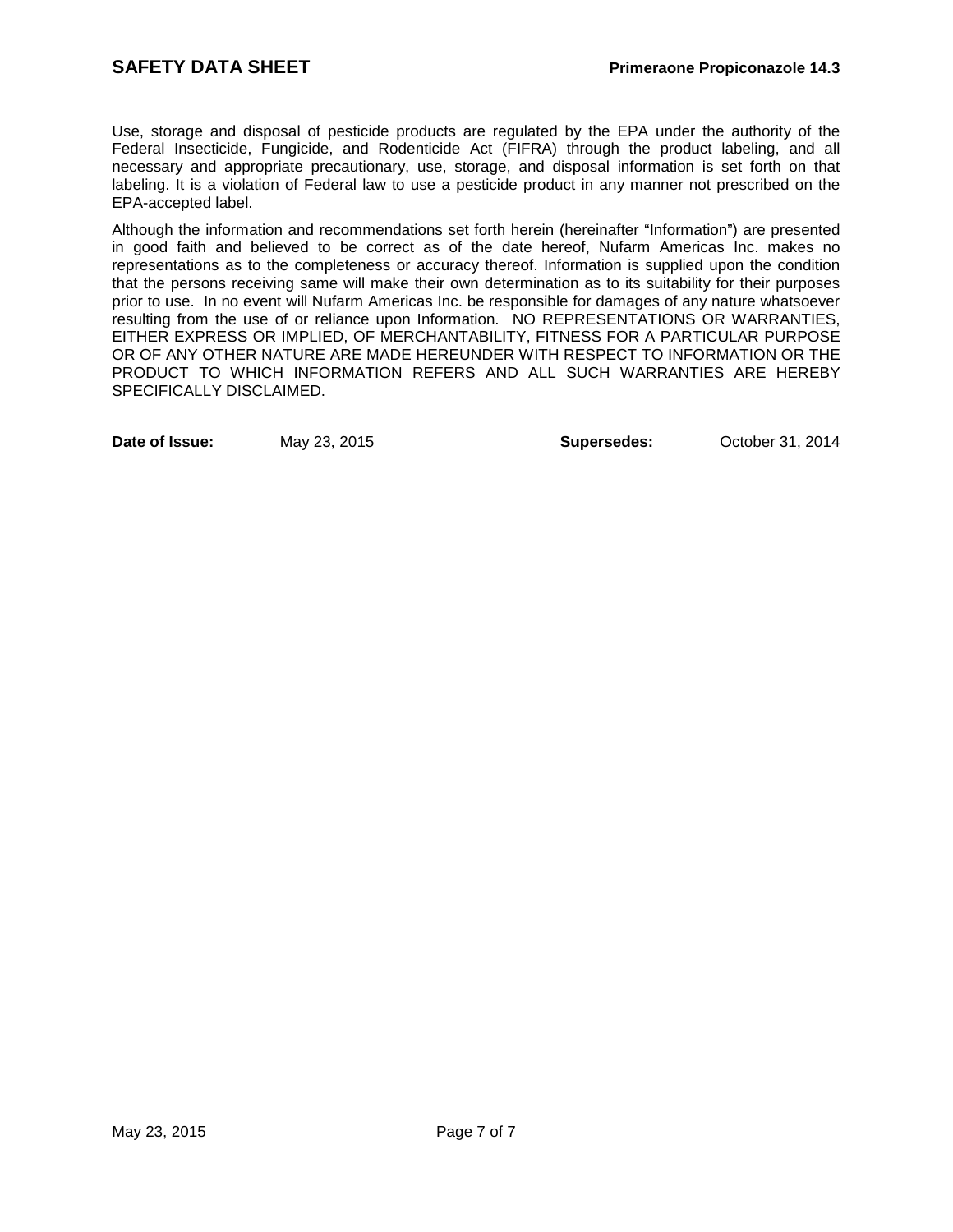Use, storage and disposal of pesticide products are regulated by the EPA under the authority of the Federal Insecticide, Fungicide, and Rodenticide Act (FIFRA) through the product labeling, and all necessary and appropriate precautionary, use, storage, and disposal information is set forth on that labeling. It is a violation of Federal law to use a pesticide product in any manner not prescribed on the EPA-accepted label.

Although the information and recommendations set forth herein (hereinafter "Information") are presented in good faith and believed to be correct as of the date hereof, Nufarm Americas Inc. makes no representations as to the completeness or accuracy thereof. Information is supplied upon the condition that the persons receiving same will make their own determination as to its suitability for their purposes prior to use. In no event will Nufarm Americas Inc. be responsible for damages of any nature whatsoever resulting from the use of or reliance upon Information. NO REPRESENTATIONS OR WARRANTIES, EITHER EXPRESS OR IMPLIED, OF MERCHANTABILITY, FITNESS FOR A PARTICULAR PURPOSE OR OF ANY OTHER NATURE ARE MADE HEREUNDER WITH RESPECT TO INFORMATION OR THE PRODUCT TO WHICH INFORMATION REFERS AND ALL SUCH WARRANTIES ARE HEREBY SPECIFICALLY DISCLAIMED.

**Date of Issue:** May 23, 2015 **Supersedes:** October 31, 2014